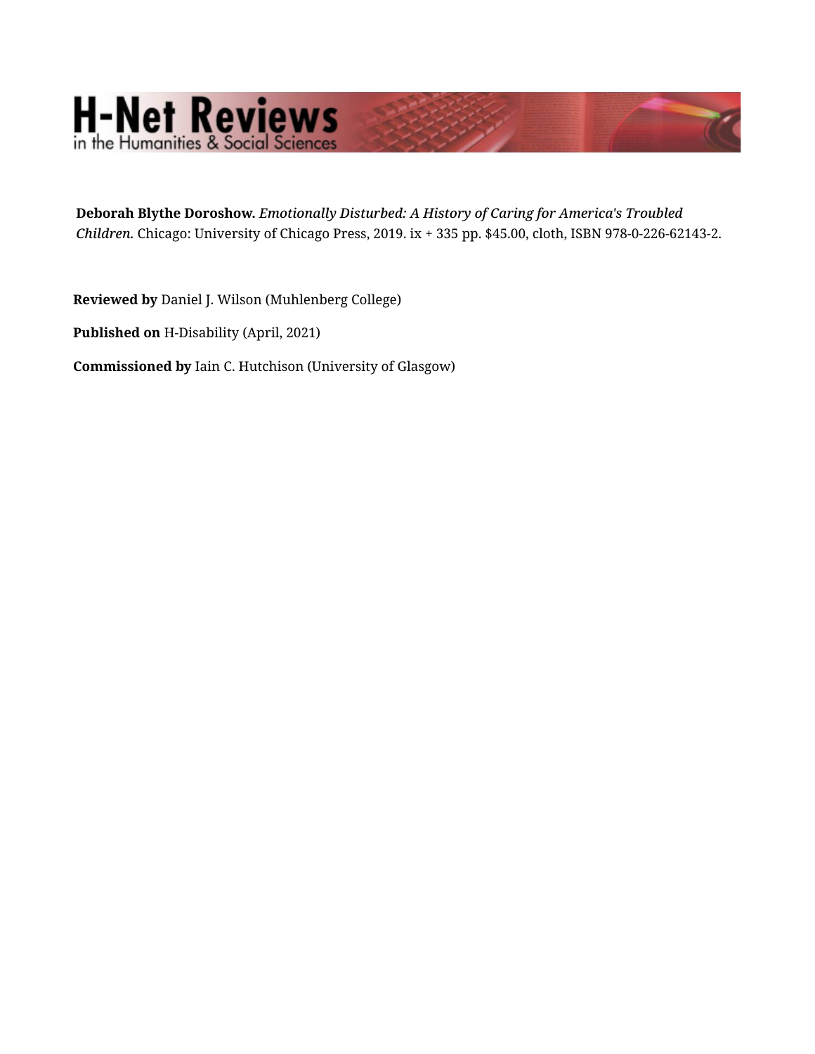**Deborah Blythe Doroshow.** *Emotionally Disturbed: A History of Caring for America's Troubled Children.* Chicago: University of Chicago Press, 2019. ix + 335 pp. $45.00, cloth, ISBN 978-0-226-62143-2.

**Reviewed by** Daniel J. Wilson (Muhlenberg College)

**Published on** H-Disability (April, 2021)

**Commissioned by** Iain C. Hutchison (University of Glasgow)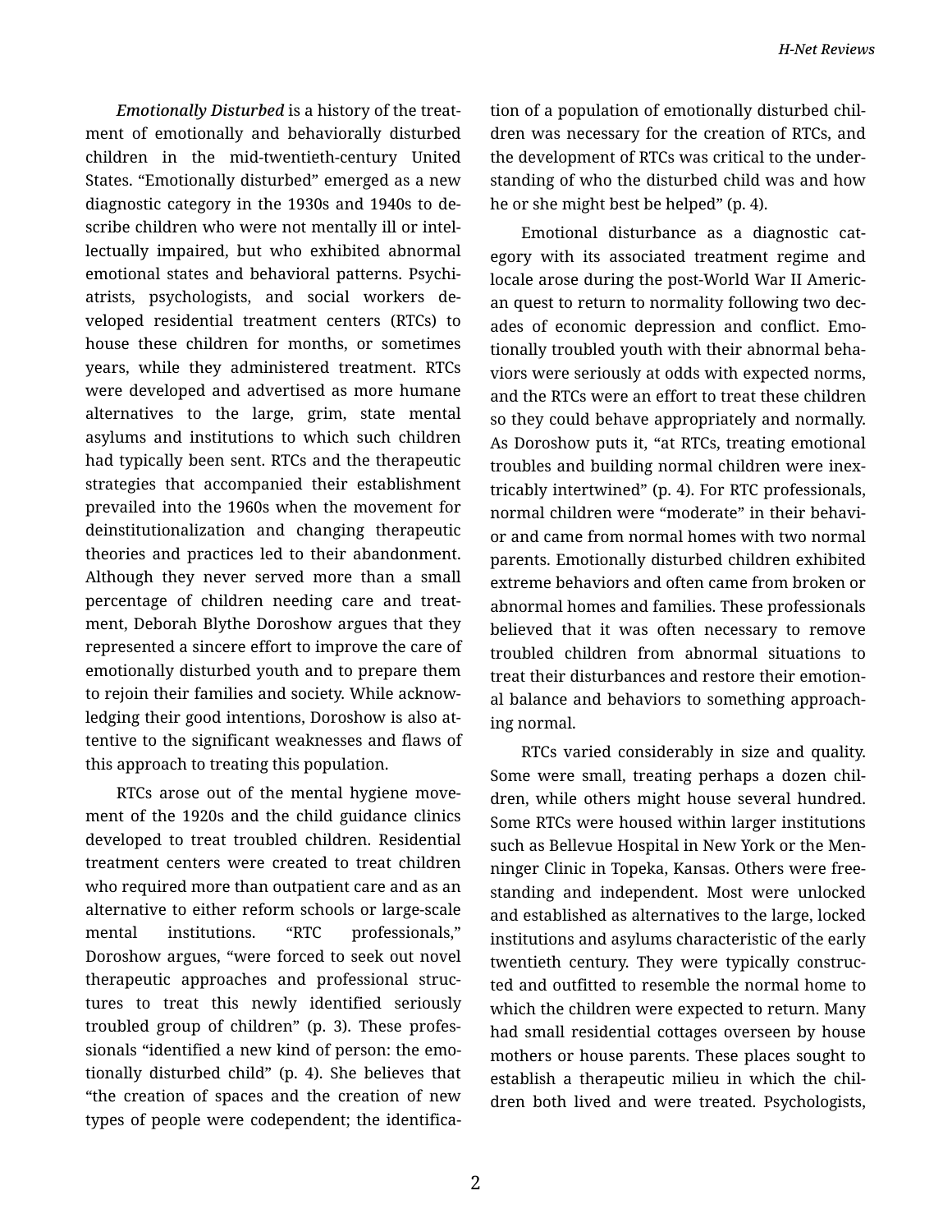*Emotionally Disturbed* is a history of the treatment of emotionally and behaviorally disturbed children in the mid-twentieth-century United States. "Emotionally disturbed" emerged as a new diagnostic category in the 1930s and 1940s to describe children who were not mentally ill or intellectually impaired, but who exhibited abnormal emotional states and behavioral patterns. Psychiatrists, psychologists, and social workers developed residential treatment centers (RTCs) to house these children for months, or sometimes years, while they administered treatment. RTCs were developed and advertised as more humane alternatives to the large, grim, state mental asylums and institutions to which such children had typically been sent. RTCs and the therapeutic strategies that accompanied their establishment prevailed into the 1960s when the movement for deinstitutionalization and changing therapeutic theories and practices led to their abandonment. Although they never served more than a small percentage of children needing care and treatment, Deborah Blythe Doroshow argues that they represented a sincere effort to improve the care of emotionally disturbed youth and to prepare them to rejoin their families and society. While acknowledging their good intentions, Doroshow is also attentive to the significant weaknesses and flaws of this approach to treating this population.

RTCs arose out of the mental hygiene movement of the 1920s and the child guidance clinics developed to treat troubled children. Residential treatment centers were created to treat children who required more than outpatient care and as an alternative to either reform schools or large-scale mental institutions. "RTC professionals," Doroshow argues, "were forced to seek out novel therapeutic approaches and professional structures to treat this newly identified seriously troubled group of children" (p. 3). These professionals "identified a new kind of person: the emotionally disturbed child" (p. 4). She believes that "the creation of spaces and the creation of new types of people were codependent; the identification of a population of emotionally disturbed children was necessary for the creation of RTCs, and the development of RTCs was critical to the understanding of who the disturbed child was and how he or she might best be helped" (p. 4).

Emotional disturbance as a diagnostic category with its associated treatment regime and locale arose during the post-World War II American quest to return to normality following two decades of economic depression and conflict. Emotionally troubled youth with their abnormal behaviors were seriously at odds with expected norms, and the RTCs were an effort to treat these children so they could behave appropriately and normally. As Doroshow puts it, "at RTCs, treating emotional troubles and building normal children were inextricably intertwined" (p. 4). For RTC professionals, normal children were "moderate" in their behavior and came from normal homes with two normal parents. Emotionally disturbed children exhibited extreme behaviors and often came from broken or abnormal homes and families. These professionals believed that it was often necessary to remove troubled children from abnormal situations to treat their disturbances and restore their emotional balance and behaviors to something approaching normal.

RTCs varied considerably in size and quality. Some were small, treating perhaps a dozen children, while others might house several hundred. Some RTCs were housed within larger institutions such as Bellevue Hospital in New York or the Menninger Clinic in Topeka, Kansas. Others were freestanding and independent. Most were unlocked and established as alternatives to the large, locked institutions and asylums characteristic of the early twentieth century. They were typically constructed and outfitted to resemble the normal home to which the children were expected to return. Many had small residential cottages overseen by house mothers or house parents. These places sought to establish a therapeutic milieu in which the children both lived and were treated. Psychologists,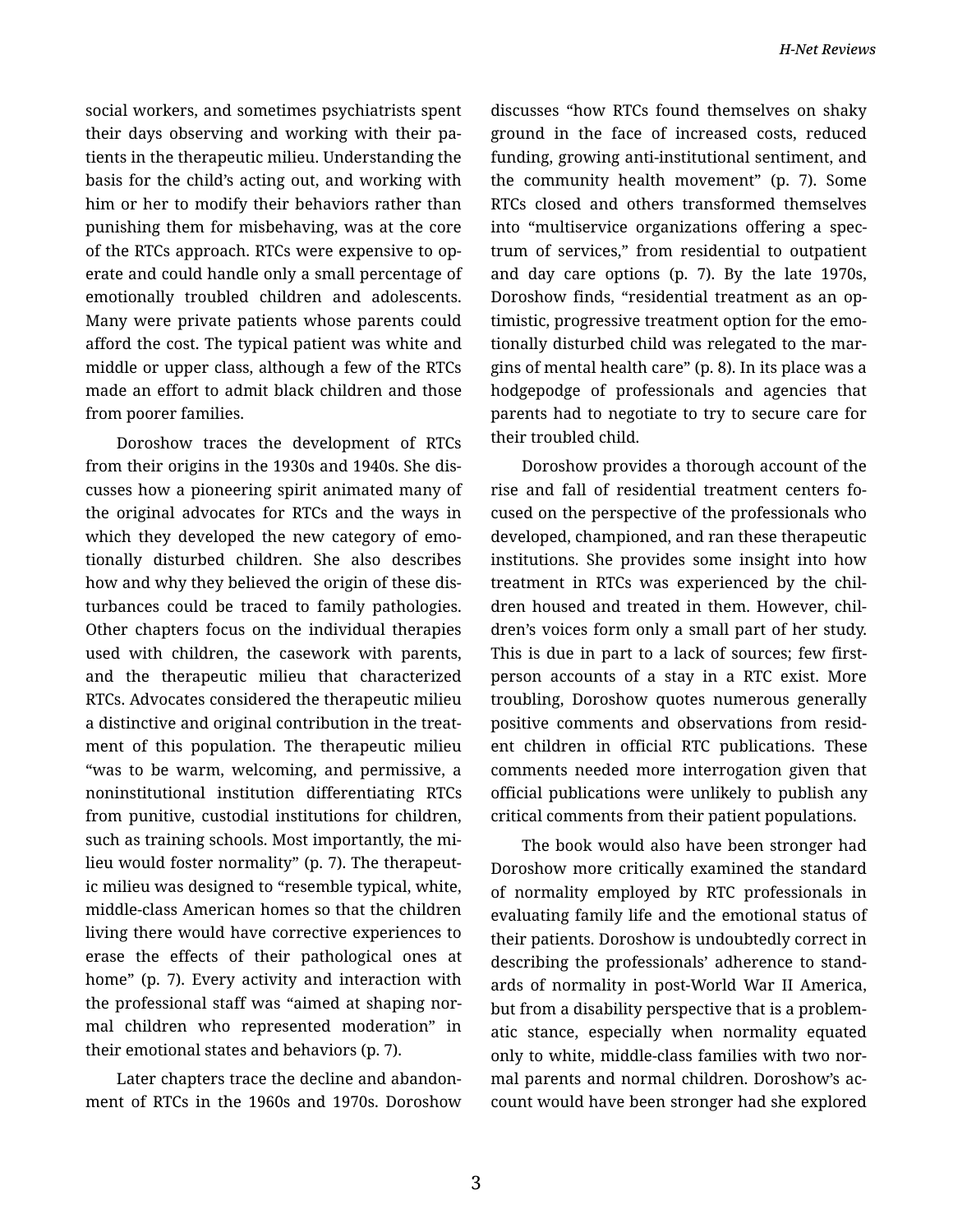social workers, and sometimes psychiatrists spent their days observing and working with their patients in the therapeutic milieu. Understanding the basis for the child's acting out, and working with him or her to modify their behaviors rather than punishing them for misbehaving, was at the core of the RTCs approach. RTCs were expensive to operate and could handle only a small percentage of emotionally troubled children and adolescents. Many were private patients whose parents could afford the cost. The typical patient was white and middle or upper class, although a few of the RTCs made an effort to admit black children and those from poorer families.

Doroshow traces the development of RTCs from their origins in the 1930s and 1940s. She discusses how a pioneering spirit animated many of the original advocates for RTCs and the ways in which they developed the new category of emotionally disturbed children. She also describes how and why they believed the origin of these disturbances could be traced to family pathologies. Other chapters focus on the individual therapies used with children, the casework with parents, and the therapeutic milieu that characterized RTCs. Advocates considered the therapeutic milieu a distinctive and original contribution in the treatment of this population. The therapeutic milieu "was to be warm, welcoming, and permissive, a noninstitutional institution differentiating RTCs from punitive, custodial institutions for children, such as training schools. Most importantly, the milieu would foster normality" (p. 7). The therapeutic milieu was designed to "resemble typical, white, middle-class American homes so that the children living there would have corrective experiences to erase the effects of their pathological ones at home" (p. 7). Every activity and interaction with the professional staff was "aimed at shaping normal children who represented moderation" in their emotional states and behaviors (p. 7).

Later chapters trace the decline and abandonment of RTCs in the 1960s and 1970s. Doroshow discusses "how RTCs found themselves on shaky ground in the face of increased costs, reduced funding, growing anti-institutional sentiment, and the community health movement" (p. 7). Some RTCs closed and others transformed themselves into "multiservice organizations offering a spectrum of services," from residential to outpatient and day care options (p. 7). By the late 1970s, Doroshow finds, "residential treatment as an optimistic, progressive treatment option for the emotionally disturbed child was relegated to the margins of mental health care" (p. 8). In its place was a hodgepodge of professionals and agencies that parents had to negotiate to try to secure care for their troubled child.

Doroshow provides a thorough account of the rise and fall of residential treatment centers focused on the perspective of the professionals who developed, championed, and ran these therapeutic institutions. She provides some insight into how treatment in RTCs was experienced by the children housed and treated in them. However, children's voices form only a small part of her study. This is due in part to a lack of sources; few first-person accounts of a stay in a RTC exist. More troubling, Doroshow quotes numerous generally positive comments and observations from resident children in official RTC publications. These comments needed more interrogation given that official publications were unlikely to publish any critical comments from their patient populations.

The book would also have been stronger had Doroshow more critically examined the standard of normality employed by RTC professionals in evaluating family life and the emotional status of their patients. Doroshow is undoubtedly correct in describing the professionals' adherence to standards of normality in post-World War II America, but from a disability perspective that is a problematic stance, especially when normality equated only to white, middle-class families with two normal parents and normal children. Doroshow's account would have been stronger had she explored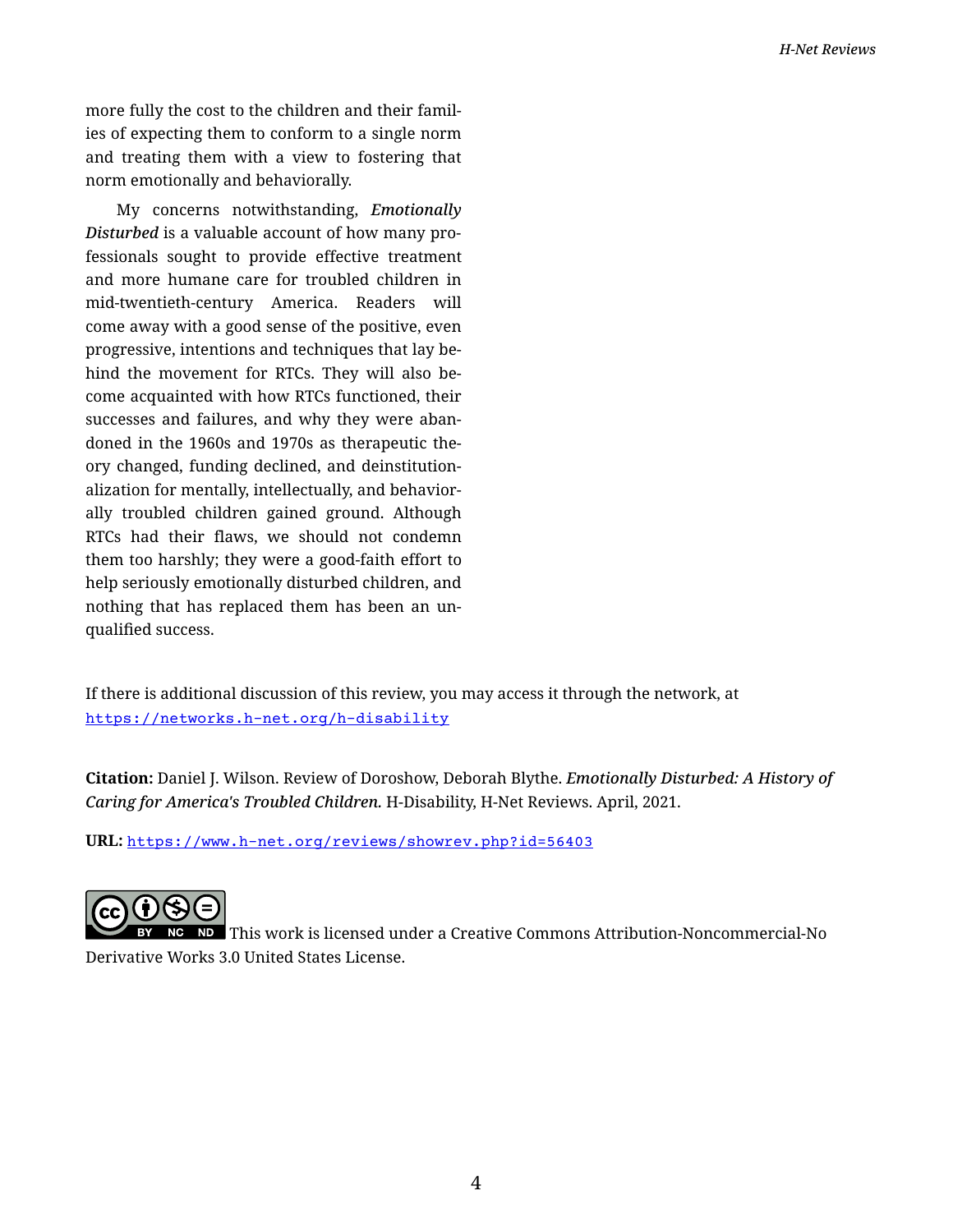more fully the cost to the children and their families of expecting them to conform to a single norm and treating them with a view to fostering that norm emotionally and behaviorally.

My concerns notwithstanding, ***Emotionally Disturbed*** is a valuable account of how many professionals sought to provide effective treatment and more humane care for troubled children in mid-twentieth-century America. Readers will come away with a good sense of the positive, even progressive, intentions and techniques that lay behind the movement for RTCs. They will also become acquainted with how RTCs functioned, their successes and failures, and why they were abandoned in the 1960s and 1970s as therapeutic theory changed, funding declined, and deinstitutionalization for mentally, intellectually, and behaviorally troubled children gained ground. Although RTCs had their flaws, we should not condemn them too harshly; they were a good-faith effort to help seriously emotionally disturbed children, and nothing that has replaced them has been an unqualified success.

If there is additional discussion of this review, you may access it through the network, at https://networks.h-net.org/h-disability

**Citation:** Daniel J. Wilson. Review of Doroshow, Deborah Blythe. ***Emotionally Disturbed: A History of Caring for America's Troubled Children.*** H-Disability, H-Net Reviews. April, 2021.

**URL:** https://www.h-net.org/reviews/showrev.php?id=56403

This work is licensed under a Creative Commons Attribution-Noncommercial-No Derivative Works 3.0 United States License.